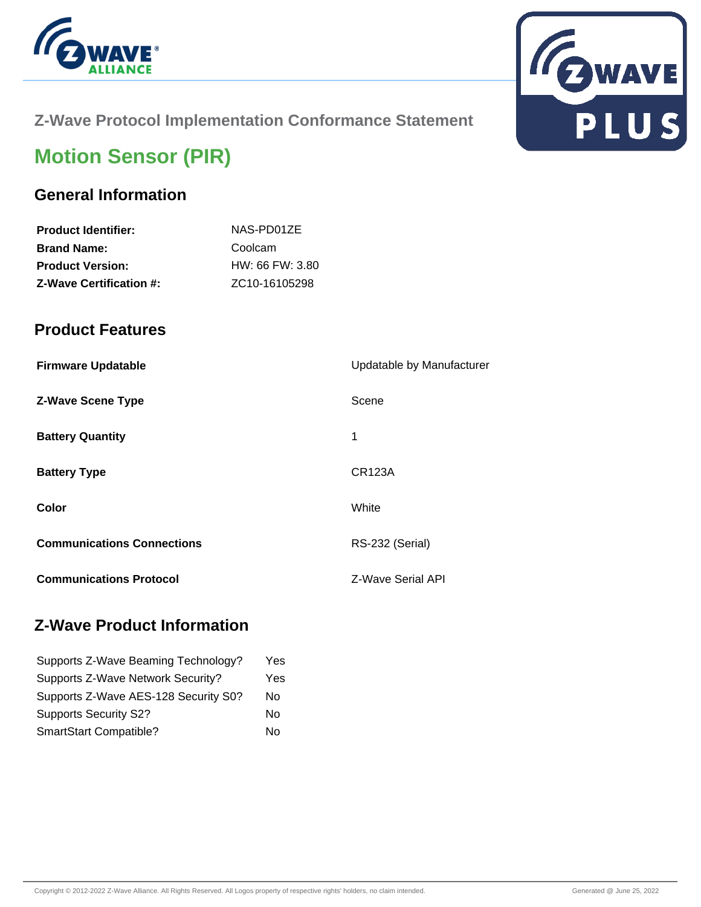Z-Wave Protocol Implementation Conformance Statement

# Motion Sensor (PIR)

## General Information

| | |
|---|---|
| **Product Identifier:** | NAS-PD01ZE |
| **Brand Name:** | Coolcam |
| **Product Version:** | HW: 66 FW: 3.80 |
| **Z-Wave Certification #:** | ZC10-16105298 |

## Product Features

| | |
|---|---|
| **Firmware Updatable** | Updatable by Manufacturer |
| **Z-Wave Scene Type** | Scene |
| **Battery Quantity** | 1 |
| **Battery Type** | CR123A |
| **Color** | White |
| **Communications Connections** | RS-232 (Serial) |
| **Communications Protocol** | Z-Wave Serial API |

## Z-Wave Product Information

| | |
|---|---|
| Supports Z-Wave Beaming Technology? | Yes |
| Supports Z-Wave Network Security? | Yes |
| Supports Z-Wave AES-128 Security S0? | No |
| Supports Security S2? | No |
| SmartStart Compatible? | No |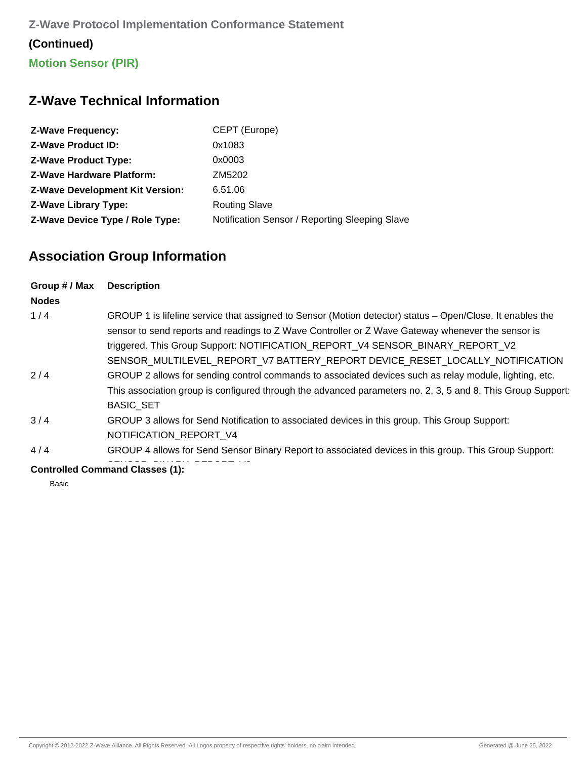Z-Wave Protocol Implementation Conformance Statement

**(Continued)**

**Motion Sensor (PIR)**

## Z-Wave Technical Information

| | |
|---|---|
| **Z-Wave Frequency:** | CEPT (Europe) |
| **Z-Wave Product ID:** | 0x1083 |
| **Z-Wave Product Type:** | 0x0003 |
| **Z-Wave Hardware Platform:** | ZM5202 |
| **Z-Wave Development Kit Version:** | 6.51.06 |
| **Z-Wave Library Type:** | Routing Slave |
| **Z-Wave Device Type / Role Type:** | Notification Sensor / Reporting Sleeping Slave |

## Association Group Information

| Group # / Max Nodes | Description |
|---|---|
| 1 / 4 | GROUP 1 is lifeline service that assigned to Sensor (Motion detector) status – Open/Close. It enables the sensor to send reports and readings to Z Wave Controller or Z Wave Gateway whenever the sensor is triggered. This Group Support: NOTIFICATION_REPORT_V4 SENSOR_BINARY_REPORT_V2 SENSOR_MULTILEVEL_REPORT_V7 BATTERY_REPORT DEVICE_RESET_LOCALLY_NOTIFICATION |
| 2 / 4 | GROUP 2 allows for sending control commands to associated devices such as relay module, lighting, etc. This association group is configured through the advanced parameters no. 2, 3, 5 and 8. This Group Support: BASIC_SET |
| 3 / 4 | GROUP 3 allows for Send Notification to associated devices in this group. This Group Support: NOTIFICATION_REPORT_V4 |
| 4 / 4 | GROUP 4 allows for Send Sensor Binary Report to associated devices in this group. This Group Support: SENSOR_BINARY_REPORT_V2 |

**Controlled Command Classes (1):**

Basic